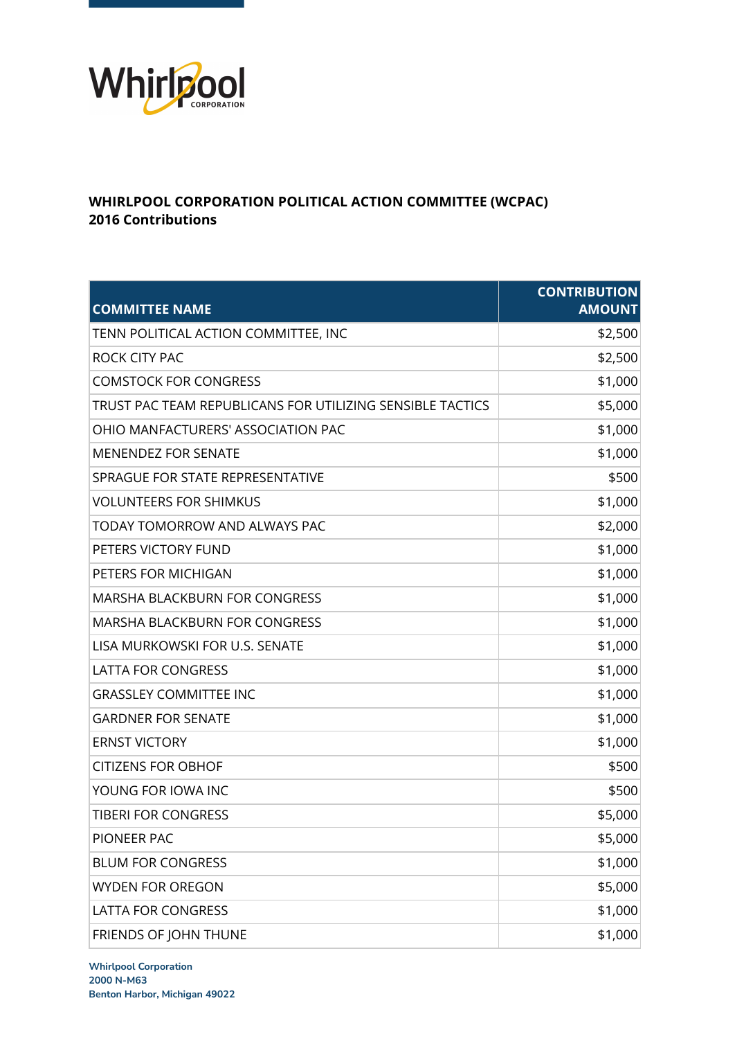Whirlpool CORPORATION

**WHIRLPOOL CORPORATION POLITICAL ACTION COMMITTEE (WCPAC)**
**2016 Contributions**

| COMMITTEE NAME | CONTRIBUTION AMOUNT |
|---|---:|
| TENN POLITICAL ACTION COMMITTEE, INC | $2,500 |
| ROCK CITY PAC | $2,500 |
| COMSTOCK FOR CONGRESS | $1,000 |
| TRUST PAC TEAM REPUBLICANS FOR UTILIZING SENSIBLE TACTICS | $5,000 |
| OHIO MANFACTURERS' ASSOCIATION PAC | $1,000 |
| MENENDEZ FOR SENATE | $1,000 |
| SPRAGUE FOR STATE REPRESENTATIVE | $500 |
| VOLUNTEERS FOR SHIMKUS | $1,000 |
| TODAY TOMORROW AND ALWAYS PAC | $2,000 |
| PETERS VICTORY FUND | $1,000 |
| PETERS FOR MICHIGAN | $1,000 |
| MARSHA BLACKBURN FOR CONGRESS | $1,000 |
| MARSHA BLACKBURN FOR CONGRESS | $1,000 |
| LISA MURKOWSKI FOR U.S. SENATE | $1,000 |
| LATTA FOR CONGRESS | $1,000 |
| GRASSLEY COMMITTEE INC | $1,000 |
| GARDNER FOR SENATE | $1,000 |
| ERNST VICTORY | $1,000 |
| CITIZENS FOR OBHOF | $500 |
| YOUNG FOR IOWA INC | $500 |
| TIBERI FOR CONGRESS | $5,000 |
| PIONEER PAC | $5,000 |
| BLUM FOR CONGRESS | $1,000 |
| WYDEN FOR OREGON | $5,000 |
| LATTA FOR CONGRESS | $1,000 |
| FRIENDS OF JOHN THUNE | $1,000 |

**Whirlpool Corporation**
**2000 N-M63**
**Benton Harbor, Michigan 49022**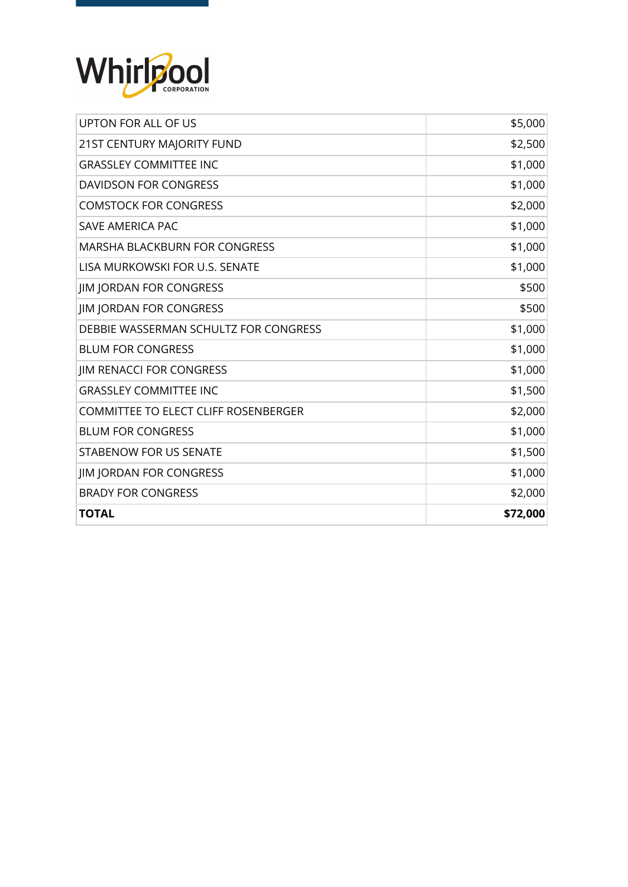| | |
|---|---|
| UPTON FOR ALL OF US | $5,000 |
| 21ST CENTURY MAJORITY FUND | $2,500 |
| GRASSLEY COMMITTEE INC | $1,000 |
| DAVIDSON FOR CONGRESS | $1,000 |
| COMSTOCK FOR CONGRESS | $2,000 |
| SAVE AMERICA PAC | $1,000 |
| MARSHA BLACKBURN FOR CONGRESS | $1,000 |
| LISA MURKOWSKI FOR U.S. SENATE | $1,000 |
| JIM JORDAN FOR CONGRESS | $500 |
| JIM JORDAN FOR CONGRESS | $500 |
| DEBBIE WASSERMAN SCHULTZ FOR CONGRESS | $1,000 |
| BLUM FOR CONGRESS | $1,000 |
| JIM RENACCI FOR CONGRESS | $1,000 |
| GRASSLEY COMMITTEE INC | $1,500 |
| COMMITTEE TO ELECT CLIFF ROSENBERGER | $2,000 |
| BLUM FOR CONGRESS | $1,000 |
| STABENOW FOR US SENATE | $1,500 |
| JIM JORDAN FOR CONGRESS | $1,000 |
| BRADY FOR CONGRESS | $2,000 |
| **TOTAL** | **$72,000** |